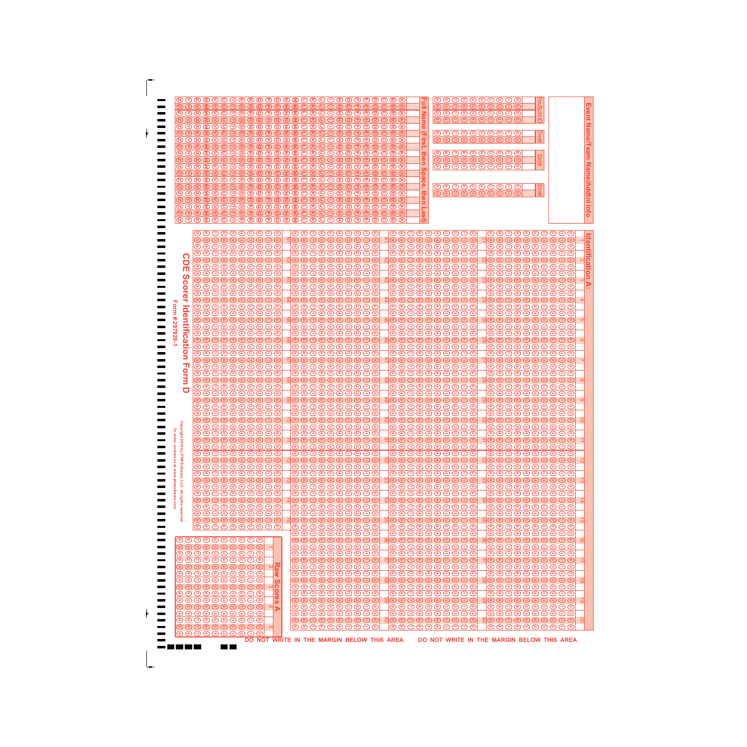# Event Name/Team Name/Addtnl Info

**Full Name (First, then Space, then Last)**

TmSchl ID

Tm#

Std#

Sht#

## Identification A:

1 2 3 4 5 6 7 8 9 10 11 12 13 14 15 16 17 18 19 20

21 22 23 24 25 26 27 28 29 30 31 32 33 34 35 36 37 38 39 40

41 42 43 44 45 46 47 48 49 50 51 52 53 54 55 56 57 58 59 60

61 62 63 64 65 66 67 68 69 70 71 72 73 74 75

## Raw Scores A

1 2 3 4 5

# CDE Scorer Identification Form D

Form # 297929-1

Copyright 2016 by PTM Software, LLC- All rights reserved
To order contact us at www.ptmsoftware.com

DO NOT WRITE IN THE MARGIN BELOW THIS AREA DO NOT WRITE IN THE MARGIN BELOW THIS AREA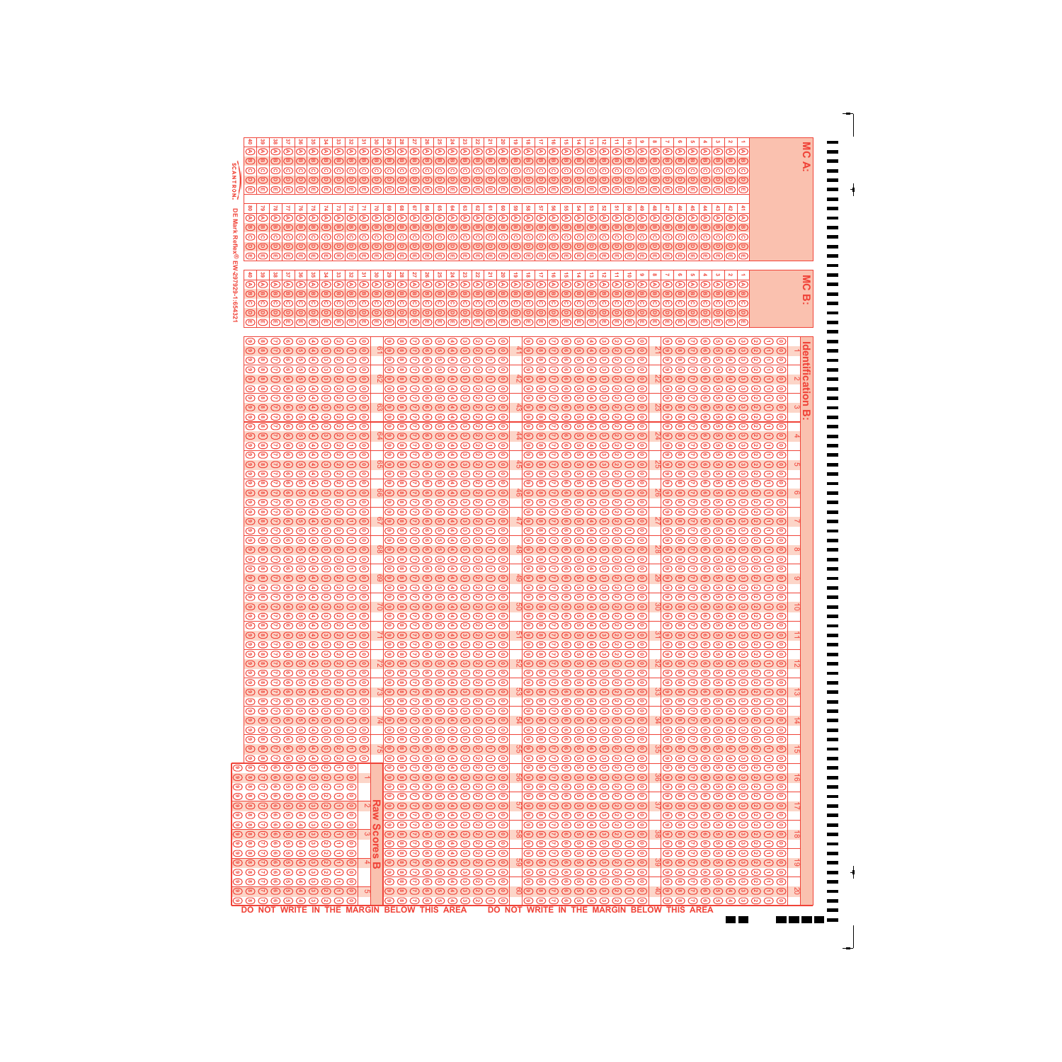## MC A:

## MC B:

## Identification B:

## Raw Scores B

SCANTRON DE Mark Reflex® EW-297929-1:654321

DO NOT WRITE IN THE MARGIN BELOW THIS AREA DO NOT WRITE IN THE MARGIN BELOW THIS AREA